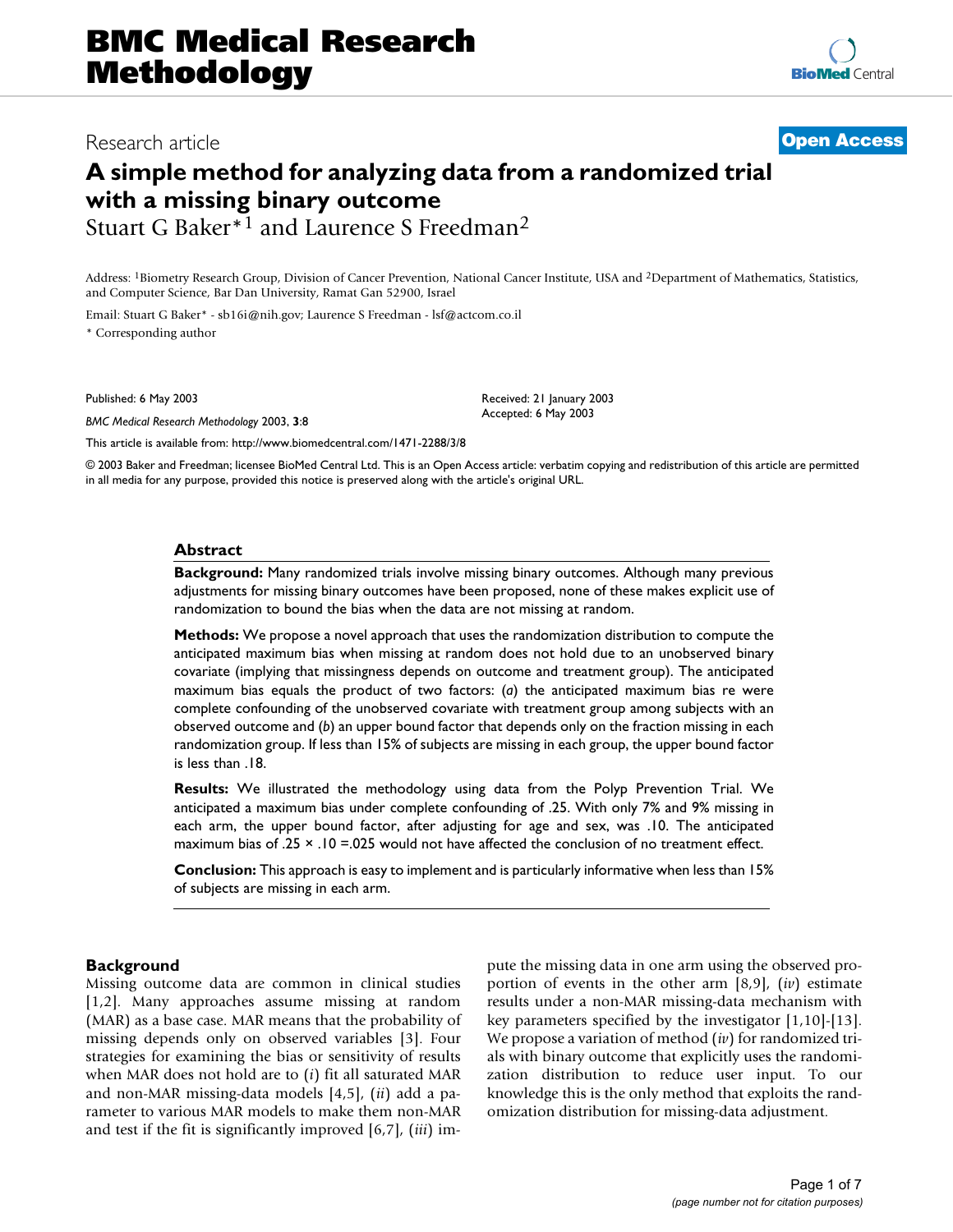# A simple method for analyzing data from a randomized trial with a missing binary outcome

Stuart G Baker*[1] and Laurence S Freedman[2]

Address: [1]Biometry Research Group, Division of Cancer Prevention, National Cancer Institute, USA and [2]Department of Mathematics, Statistics, and Computer Science, Bar Dan University, Ramat Gan 52900, Israel

Email: Stuart G Baker* - sb16i@nih.gov; Laurence S Freedman - lsf@actcom.co.il

* Corresponding author

Published: 6 May 2003

*BMC Medical Research Methodology* 2003, **3**:8

Received: 21 January 2003
Accepted: 6 May 2003

This article is available from: http://www.biomedcentral.com/1471-2288/3/8

© 2003 Baker and Freedman; licensee BioMed Central Ltd. This is an Open Access article: verbatim copying and redistribution of this article are permitted in all media for any purpose, provided this notice is preserved along with the article's original URL.

## Abstract

**Background:** Many randomized trials involve missing binary outcomes. Although many previous adjustments for missing binary outcomes have been proposed, none of these makes explicit use of randomization to bound the bias when the data are not missing at random.

**Methods:** We propose a novel approach that uses the randomization distribution to compute the anticipated maximum bias when missing at random does not hold due to an unobserved binary covariate (implying that missingness depends on outcome and treatment group). The anticipated maximum bias equals the product of two factors: (*a*) the anticipated maximum bias re were complete confounding of the unobserved covariate with treatment group among subjects with an observed outcome and (*b*) an upper bound factor that depends only on the fraction missing in each randomization group. If less than 15% of subjects are missing in each group, the upper bound factor is less than .18.

**Results:** We illustrated the methodology using data from the Polyp Prevention Trial. We anticipated a maximum bias under complete confounding of .25. With only 7% and 9% missing in each arm, the upper bound factor, after adjusting for age and sex, was .10. The anticipated maximum bias of .25 × .10 =.025 would not have affected the conclusion of no treatment effect.

**Conclusion:** This approach is easy to implement and is particularly informative when less than 15% of subjects are missing in each arm.

## Background

Missing outcome data are common in clinical studies [1,2]. Many approaches assume missing at random (MAR) as a base case. MAR means that the probability of missing depends only on observed variables [3]. Four strategies for examining the bias or sensitivity of results when MAR does not hold are to (*i*) fit all saturated MAR and non-MAR missing-data models [4,5], (*ii*) add a parameter to various MAR models to make them non-MAR and test if the fit is significantly improved [6,7], (*iii*) impute the missing data in one arm using the observed proportion of events in the other arm [8,9], (*iv*) estimate results under a non-MAR missing-data mechanism with key parameters specified by the investigator [1,10]-[13]. We propose a variation of method (*iv*) for randomized trials with binary outcome that explicitly uses the randomization distribution to reduce user input. To our knowledge this is the only method that exploits the randomization distribution for missing-data adjustment.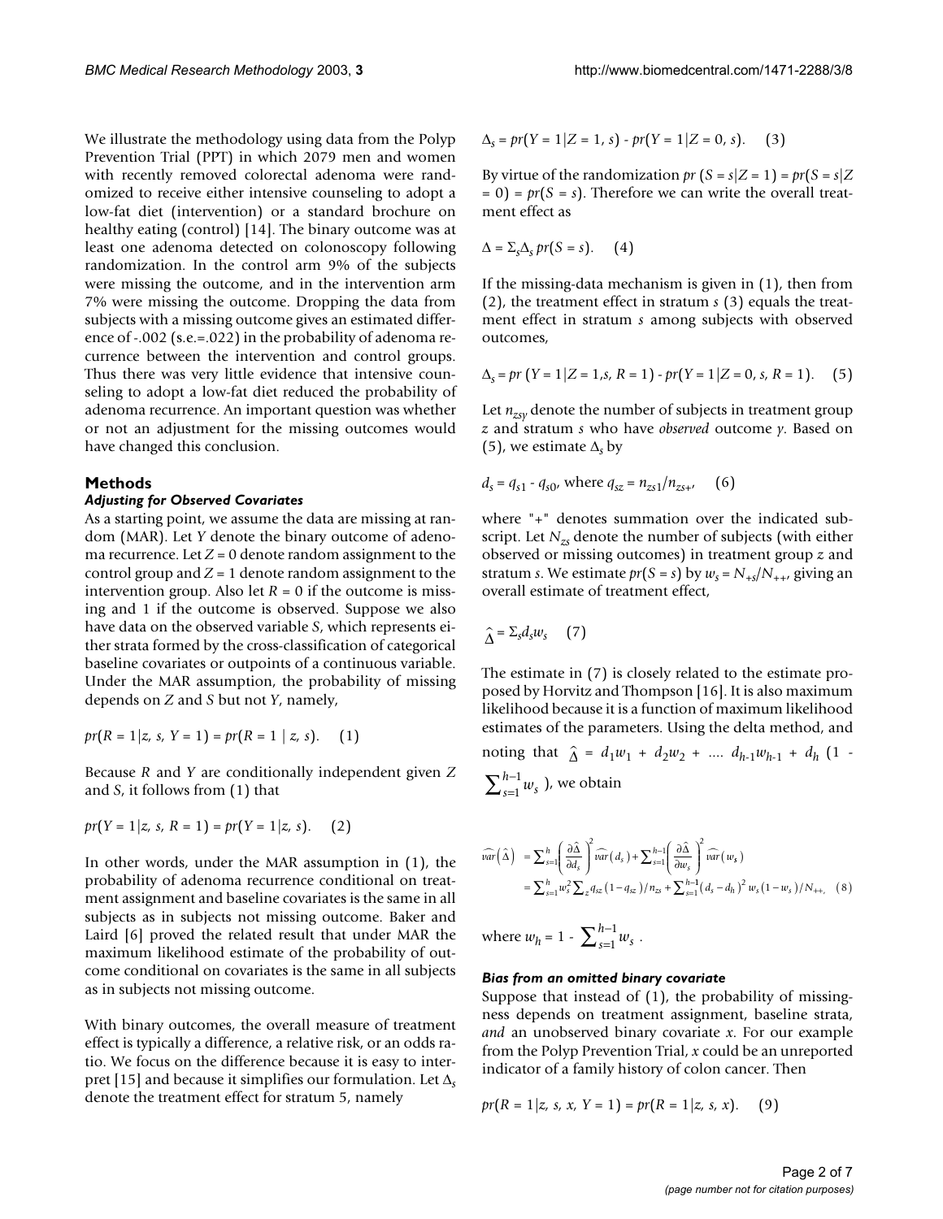We illustrate the methodology using data from the Polyp Prevention Trial (PPT) in which 2079 men and women with recently removed colorectal adenoma were randomized to receive either intensive counseling to adopt a low-fat diet (intervention) or a standard brochure on healthy eating (control) [14]. The binary outcome was at least one adenoma detected on colonoscopy following randomization. In the control arm 9% of the subjects were missing the outcome, and in the intervention arm 7% were missing the outcome. Dropping the data from subjects with a missing outcome gives an estimated difference of -.002 (s.e.=.022) in the probability of adenoma recurrence between the intervention and control groups. Thus there was very little evidence that intensive counseling to adopt a low-fat diet reduced the probability of adenoma recurrence. An important question was whether or not an adjustment for the missing outcomes would have changed this conclusion.

## Methods

### *Adjusting for Observed Covariates*

As a starting point, we assume the data are missing at random (MAR). Let $Y$ denote the binary outcome of adenoma recurrence. Let $Z = 0$ denote random assignment to the control group and $Z = 1$ denote random assignment to the intervention group. Also let $R = 0$ if the outcome is missing and 1 if the outcome is observed. Suppose we also have data on the observed variable $S$, which represents either strata formed by the cross-classification of categorical baseline covariates or outpoints of a continuous variable. Under the MAR assumption, the probability of missing depends on $Z$ and $S$ but not $Y$, namely,

$$pr(R = 1|z, s, Y = 1) = pr(R = 1 \mid z, s). \quad (1)$$

Because $R$ and $Y$ are conditionally independent given $Z$ and $S$, it follows from (1) that

$$pr(Y = 1|z, s, R = 1) = pr(Y = 1|z, s). \quad (2)$$

In other words, under the MAR assumption in (1), the probability of adenoma recurrence conditional on treatment assignment and baseline covariates is the same in all subjects as in subjects not missing outcome. Baker and Laird [6] proved the related result that under MAR the maximum likelihood estimate of the probability of outcome conditional on covariates is the same in all subjects as in subjects not missing outcome.

With binary outcomes, the overall measure of treatment effect is typically a difference, a relative risk, or an odds ratio. We focus on the difference because it is easy to interpret [15] and because it simplifies our formulation. Let $\Delta_s$ denote the treatment effect for stratum 5, namely

$$\Delta_s = pr(Y = 1|Z = 1, s) - pr(Y = 1|Z = 0, s). \quad (3)$$

By virtue of the randomization $pr(S = s|Z = 1) = pr(S = s|Z = 0) = pr(S = s)$. Therefore we can write the overall treatment effect as

$$\Delta = \Sigma_s \Delta_s \, pr(S = s). \quad (4)$$

If the missing-data mechanism is given in (1), then from (2), the treatment effect in stratum $s$ (3) equals the treatment effect in stratum $s$ among subjects with observed outcomes,

$$\Delta_s = pr(Y = 1|Z = 1, s, R = 1) - pr(Y = 1|Z = 0, s, R = 1). \quad (5)$$

Let $n_{zsy}$ denote the number of subjects in treatment group $z$ and stratum $s$ who have *observed* outcome $y$. Based on (5), we estimate $\Delta_s$ by

$$d_s = q_{s1} - q_{s0}, \text{ where } q_{sz} = n_{zs1}/n_{zs+}, \quad (6)$$

where "+" denotes summation over the indicated subscript. Let $N_{zs}$ denote the number of subjects (with either observed or missing outcomes) in treatment group $z$ and stratum $s$. We estimate $pr(S = s)$ by $w_s = N_{+s}/N_{++}$, giving an overall estimate of treatment effect,

$$\hat{\Delta} = \Sigma_s d_s w_s \quad (7)$$

The estimate in (7) is closely related to the estimate proposed by Horvitz and Thompson [16]. It is also maximum likelihood because it is a function of maximum likelihood estimates of the parameters. Using the delta method, and noting that $\hat{\Delta} = d_1 w_1 + d_2 w_2 + \ldots\ d_{h-1} w_{h-1} + d_h \left(1 - \sum_{s=1}^{h-1} w_s\right)$, we obtain

$$\begin{aligned} \widehat{var}\left(\hat{\Delta}\right) &= \sum_{s=1}^{h} \left(\frac{\partial \hat{\Delta}}{\partial d_s}\right)^2 \widehat{var}\left(d_s\right) + \sum_{s=1}^{h-1} \left(\frac{\partial \hat{\Delta}}{\partial w_s}\right)^2 \widehat{var}\left(w_s\right) \\ &= \sum_{s=1}^{h} w_s^2 \sum_z q_{sz}\left(1 - q_{sz}\right)/n_{zs} + \sum_{s=1}^{h-1} \left(d_s - d_h\right)^2 w_s \left(1 - w_s\right)/N_{++}, \quad (8) \end{aligned}$$

where $w_h = 1 - \sum_{s=1}^{h-1} w_s$.

### *Bias from an omitted binary covariate*

Suppose that instead of (1), the probability of missingness depends on treatment assignment, baseline strata, *and* an unobserved binary covariate $x$. For our example from the Polyp Prevention Trial, $x$ could be an unreported indicator of a family history of colon cancer. Then

$$pr(R = 1|z, s, x, Y = 1) = pr(R = 1|z, s, x). \quad (9)$$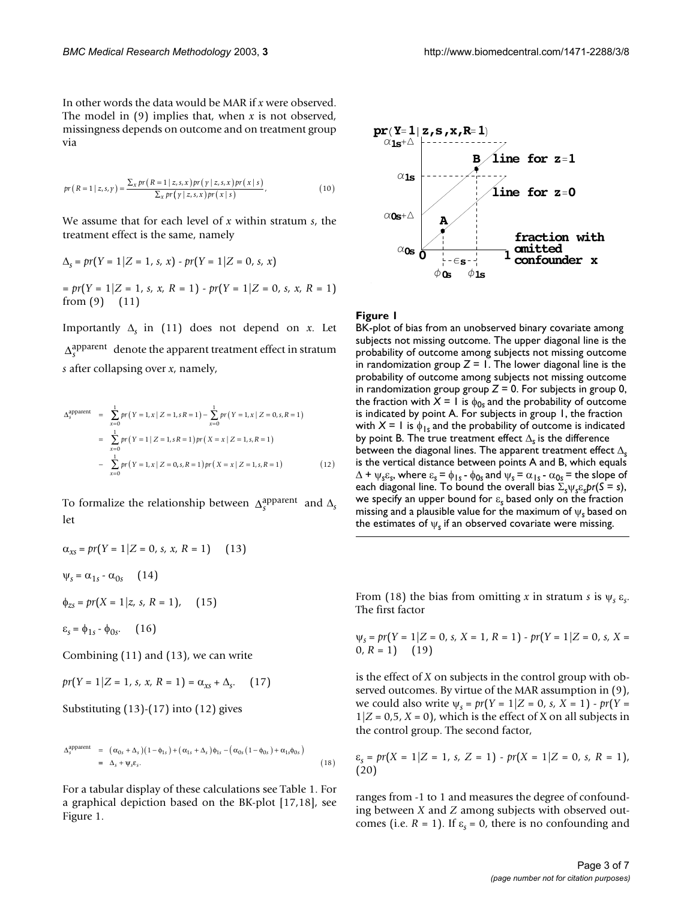In other words the data would be MAR if $x$ were observed. The model in (9) implies that, when $x$ is not observed, missingness depends on outcome and on treatment group via

$$pr(R=1 \mid z,s,y) = \frac{\sum_x pr(R=1 \mid z,s,x)\, pr(y \mid z,s,x)\, pr(x \mid s)}{\sum_x pr(y \mid z,s,x)\, pr(x \mid s)}, \qquad (10)$$

We assume that for each level of $x$ within stratum $s$, the treatment effect is the same, namely

$\Delta_s = pr(Y = 1|Z = 1, s, x) - pr(Y = 1|Z = 0, s, x)$

$= pr(Y = 1|Z = 1, s, x, R = 1) - pr(Y = 1|Z = 0, s, x, R = 1)$ from (9) (11)

Importantly $\Delta_s$ in (11) does not depend on $x$. Let $\Delta_s^{\text{apparent}}$ denote the apparent treatment effect in stratum $s$ after collapsing over $x$, namely,

$$\begin{aligned}
\Delta_s^{\text{apparent}} &= \sum_{x=0}^{1} pr(Y=1,x \mid Z=1,s R=1) - \sum_{x=0}^{1} pr(Y=1,x \mid Z=0,s,R=1) \\
&= \sum_{x=0}^{1} pr(Y=1 \mid Z=1,s R=1)\, pr(X=x \mid Z=1,s,R=1) \\
&- \sum_{x=0}^{1} pr(Y=1,x \mid Z=0,s,R=1)\, pr(X=x \mid Z=1,s,R=1) \qquad (12)
\end{aligned}$$

To formalize the relationship between $\Delta_s^{\text{apparent}}$ and $\Delta_s$ let

$\alpha_{xs} = pr(Y = 1|Z = 0, s, x, R = 1)$ (13)

$\psi_s = \alpha_{1s} - \alpha_{0s}$ (14)

$\phi_{zs} = pr(X = 1|z, s, R = 1),$ (15)

$\varepsilon_s = \phi_{1s} - \phi_{0s}.$ (16)

Combining (11) and (13), we can write

$pr(Y = 1|Z = 1, s, x, R = 1) = \alpha_{xs} + \Delta_s.$ (17)

Substituting (13)-(17) into (12) gives

$$\begin{aligned}
\Delta_s^{\text{apparent}} &= (\alpha_{0s} + \Delta_s)(1-\phi_{1s}) + (\alpha_{1s} + \Delta_s)\phi_{1s} - (\alpha_{0s}(1-\phi_{0s}) + \alpha_{1s}\phi_{0s}) \\
&= \Delta_s + \psi_s \varepsilon_s. \qquad (18)
\end{aligned}$$

For a tabular display of these calculations see Table 1. For a graphical depiction based on the BK-plot [17,18], see Figure 1.

**Figure 1**

BK-plot of bias from an unobserved binary covariate among subjects not missing outcome. The upper diagonal line is the probability of outcome among subjects not missing outcome in randomization group $Z = 1$. The lower diagonal line is the probability of outcome among subjects not missing outcome in randomization group group $Z = 0$. For subjects in group 0, the fraction with $X = 1$ is $\phi_{0s}$ and the probability of outcome is indicated by point A. For subjects in group 1, the fraction with $X = 1$ is $\phi_{1s}$ and the probability of outcome is indicated by point B. The true treatment effect $\Delta_s$ is the difference between the diagonal lines. The apparent treatment effect $\Delta_s$ is the vertical distance between points A and B, which equals $\Delta + \psi_s\varepsilon_s$, where $\varepsilon_s = \phi_{1s} - \phi_{0s}$ and $\psi_s = \alpha_{1s} - \alpha_{0s}$ = the slope of each diagonal line. To bound the overall bias $\Sigma_s\psi_s\varepsilon_s pr(S = s)$, we specify an upper bound for $\varepsilon_s$ based only on the fraction missing and a plausible value for the maximum of $\psi_s$ based on the estimates of $\psi_s$ if an observed covariate were missing.

From (18) the bias from omitting $x$ in stratum $s$ is $\psi_s\, \varepsilon_s$. The first factor

$\psi_s = pr(Y = 1|Z = 0, s, X = 1, R = 1) - pr(Y = 1|Z = 0, s, X = 0, R = 1)$ (19)

is the effect of $X$ on subjects in the control group with observed outcomes. By virtue of the MAR assumption in (9), we could also write $\psi_s = pr(Y = 1|Z = 0, s, X = 1) - pr(Y = 1|Z = 0,5, X = 0)$, which is the effect of X on all subjects in the control group. The second factor,

$\varepsilon_s = pr(X = 1|Z = 1, s, Z = 1) - pr(X = 1|Z = 0, s, R = 1),$ (20)

ranges from -1 to 1 and measures the degree of confounding between $X$ and $Z$ among subjects with observed outcomes (i.e. $R = 1$). If $\varepsilon_s = 0$, there is no confounding and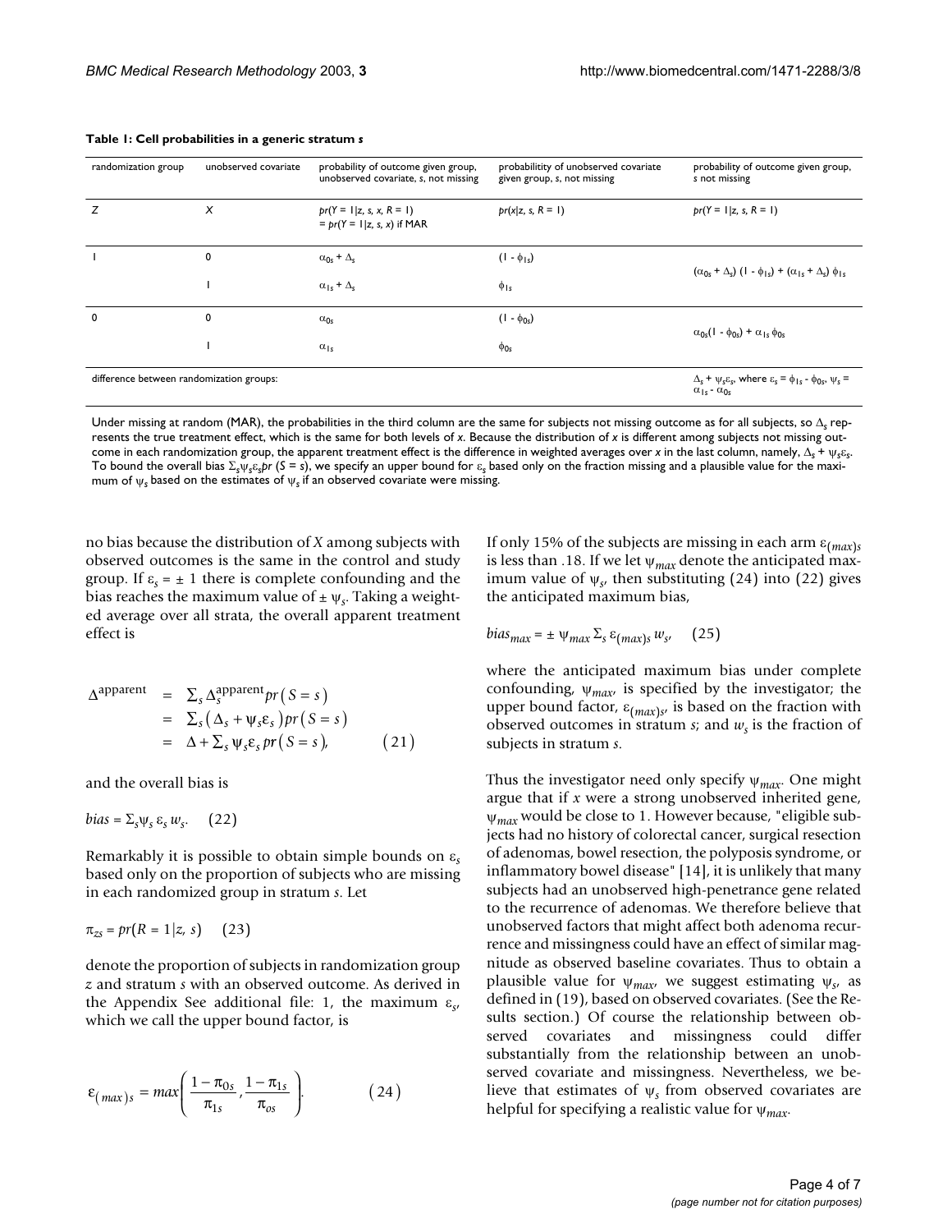**Table 1: Cell probabilities in a generic stratum *s***

| randomization group | unobserved covariate | probability of outcome given group, unobserved covariate, s, not missing | probabilitity of unobserved covariate given group, s, not missing | probability of outcome given group, s not missing |
|---|---|---|---|---|
| Z | X | $pr(Y = 1\|z, s, x, R = 1)$ $= pr(Y = 1\|z, s, x)$ if MAR | $pr(x\|z, s, R = 1)$ | $pr(Y = 1\|z, s, R = 1)$ |
| 1 | 0 | $\alpha_{0s} + \Delta_s$ | $(1 - \phi_{1s})$ | $(\alpha_{0s} + \Delta_s)(1 - \phi_{1s}) + (\alpha_{1s} + \Delta_s)\phi_{1s}$ |
| | 1 | $\alpha_{1s} + \Delta_s$ | $\phi_{1s}$ | |
| 0 | 0 | $\alpha_{0s}$ | $(1 - \phi_{0s})$ | $\alpha_{0s}(1 - \phi_{0s}) + \alpha_{1s}\phi_{0s}$ |
| | 1 | $\alpha_{1s}$ | $\phi_{0s}$ | |
| difference between randomization groups: | | | | $\Delta_s + \psi_s\varepsilon_s$, where $\varepsilon_s = \phi_{1s} - \phi_{0s}$, $\psi_s = \alpha_{1s} - \alpha_{0s}$ |

Under missing at random (MAR), the probabilities in the third column are the same for subjects not missing outcome as for all subjects, so $\Delta_s$ represents the true treatment effect, which is the same for both levels of *x*. Because the distribution of *x* is different among subjects not missing outcome in each randomization group, the apparent treatment effect is the difference in weighted averages over *x* in the last column, namely, $\Delta_s + \psi_s\varepsilon_s$. To bound the overall bias $\Sigma_s\psi_s\varepsilon_s pr(S = s)$, we specify an upper bound for $\varepsilon_s$ based only on the fraction missing and a plausible value for the maximum of $\psi_s$ based on the estimates of $\psi_s$ if an observed covariate were missing.

no bias because the distribution of *X* among subjects with observed outcomes is the same in the control and study group. If $\varepsilon_s = \pm 1$ there is complete confounding and the bias reaches the maximum value of $\pm \psi_s$. Taking a weighted average over all strata, the overall apparent treatment effect is

$$\begin{aligned} \Delta^{\text{apparent}} &= \Sigma_s \Delta_s^{\text{apparent}} pr(S = s) \\ &= \Sigma_s (\Delta_s + \psi_s \varepsilon_s) pr(S = s) \\ &= \Delta + \Sigma_s \psi_s \varepsilon_s pr(S = s), \end{aligned} \qquad (21)$$

and the overall bias is

$$bias = \Sigma_s \psi_s \varepsilon_s w_s. \qquad (22)$$

Remarkably it is possible to obtain simple bounds on $\varepsilon_s$ based only on the proportion of subjects who are missing in each randomized group in stratum *s*. Let

$$\pi_{zs} = pr(R = 1|z, s) \qquad (23)$$

denote the proportion of subjects in randomization group *z* and stratum *s* with an observed outcome. As derived in the Appendix See additional file: 1, the maximum $\varepsilon_s$, which we call the upper bound factor, is

$$\varepsilon_{(max)s} = max\left(\frac{1 - \pi_{0s}}{\pi_{1s}}, \frac{1 - \pi_{1s}}{\pi_{os}}\right). \qquad (24)$$

If only 15% of the subjects are missing in each arm $\varepsilon_{(max)s}$ is less than .18. If we let $\psi_{max}$ denote the anticipated maximum value of $\psi_s$, then substituting (24) into (22) gives the anticipated maximum bias,

$$bias_{max} = \pm \psi_{max} \Sigma_s \varepsilon_{(max)s} w_s, \qquad (25)$$

where the anticipated maximum bias under complete confounding, $\psi_{max}$, is specified by the investigator; the upper bound factor, $\varepsilon_{(max)s}$, is based on the fraction with observed outcomes in stratum *s*; and $w_s$ is the fraction of subjects in stratum *s*.

Thus the investigator need only specify $\psi_{max}$. One might argue that if *x* were a strong unobserved inherited gene, $\psi_{max}$ would be close to 1. However because, "eligible subjects had no history of colorectal cancer, surgical resection of adenomas, bowel resection, the polyposis syndrome, or inflammatory bowel disease" [14], it is unlikely that many subjects had an unobserved high-penetrance gene related to the recurrence of adenomas. We therefore believe that unobserved factors that might affect both adenoma recurrence and missingness could have an effect of similar magnitude as observed baseline covariates. Thus to obtain a plausible value for $\psi_{max}$, we suggest estimating $\psi_s$, as defined in (19), based on observed covariates. (See the Results section.) Of course the relationship between observed covariates and missingness could differ substantially from the relationship between an unobserved covariate and missingness. Nevertheless, we believe that estimates of $\psi_s$ from observed covariates are helpful for specifying a realistic value for $\psi_{max}$.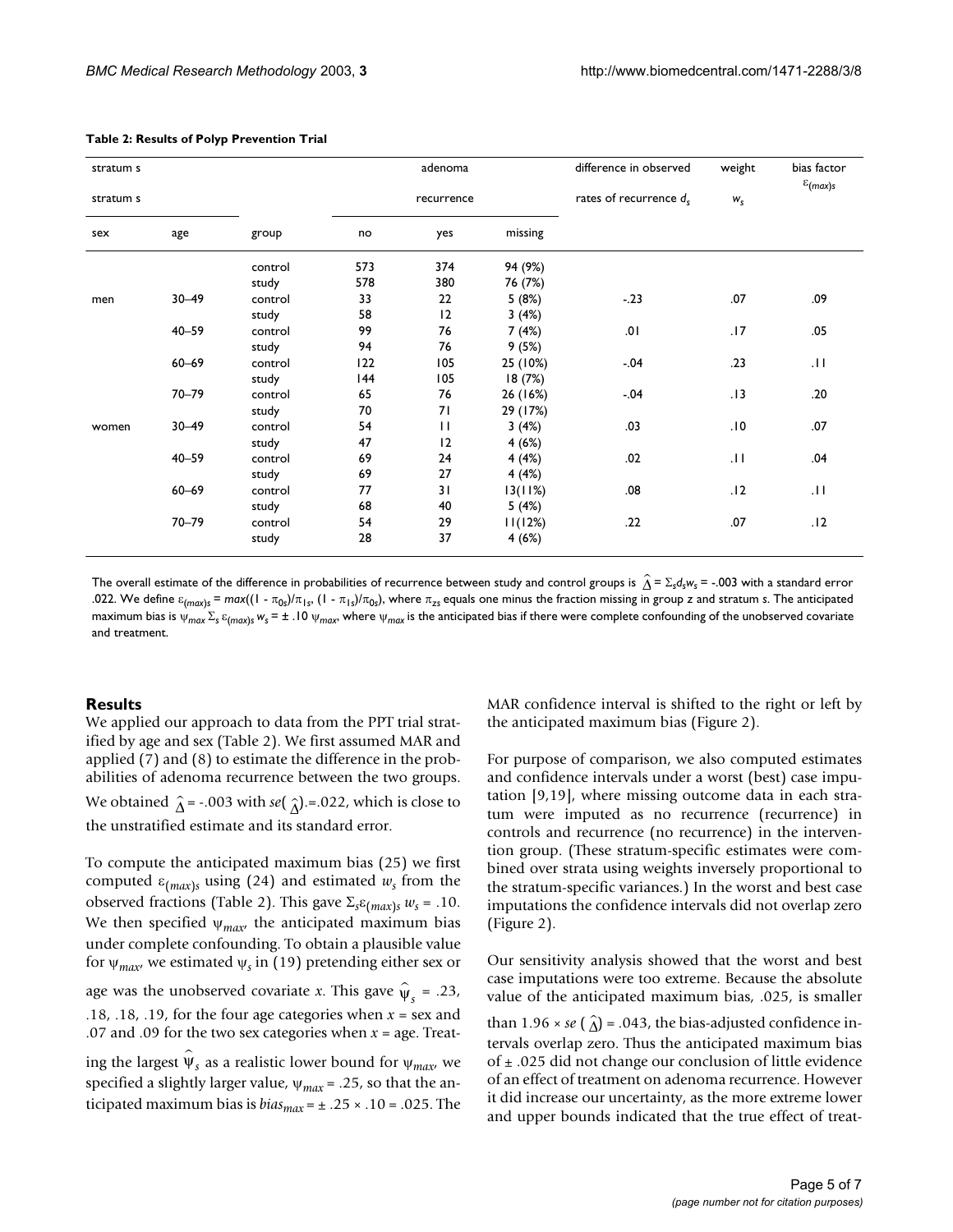**Table 2: Results of Polyp Prevention Trial**

| stratum s | | | adenoma recurrence | | | difference in observed rates of recurrence $d_s$ | weight $w_s$ | bias factor $\varepsilon_{(max)s}$ |
|---|---|---|---|---|---|---|---|---|
| sex | age | group | no | yes | missing | | | |
| | | control | 573 | 374 | 94 (9%) | | | |
| | | study | 578 | 380 | 76 (7%) | | | |
| men | 30–49 | control | 33 | 22 | 5 (8%) | -.23 | .07 | .09 |
| | | study | 58 | 12 | 3 (4%) | | | |
| | 40–59 | control | 99 | 76 | 7 (4%) | .01 | .17 | .05 |
| | | study | 94 | 76 | 9 (5%) | | | |
| | 60–69 | control | 122 | 105 | 25 (10%) | -.04 | .23 | .11 |
| | | study | 144 | 105 | 18 (7%) | | | |
| | 70–79 | control | 65 | 76 | 26 (16%) | -.04 | .13 | .20 |
| | | study | 70 | 71 | 29 (17%) | | | |
| women | 30–49 | control | 54 | 11 | 3 (4%) | .03 | .10 | .07 |
| | | study | 47 | 12 | 4 (6%) | | | |
| | 40–59 | control | 69 | 24 | 4 (4%) | .02 | .11 | .04 |
| | | study | 69 | 27 | 4 (4%) | | | |
| | 60–69 | control | 77 | 31 | 13(11%) | .08 | .12 | .11 |
| | | study | 68 | 40 | 5 (4%) | | | |
| | 70–79 | control | 54 | 29 | 11(12%) | .22 | .07 | .12 |
| | | study | 28 | 37 | 4 (6%) | | | |

The overall estimate of the difference in probabilities of recurrence between study and control groups is $\hat{\Delta} = \Sigma_s d_s w_s$ = -.003 with a standard error .022. We define $\varepsilon_{(max)s} = max((1 - \pi_{0s})/\pi_{1s}, (1 - \pi_{1s})/\pi_{0s})$, where $\pi_{zs}$ equals one minus the fraction missing in group $z$ and stratum $s$. The anticipated maximum bias is $\psi_{max} \Sigma_s \varepsilon_{(max)s} w_s = \pm .10\ \psi_{max}$, where $\psi_{max}$ is the anticipated bias if there were complete confounding of the unobserved covariate and treatment.

## Results

We applied our approach to data from the PPT trial stratified by age and sex (Table 2). We first assumed MAR and applied (7) and (8) to estimate the difference in the probabilities of adenoma recurrence between the two groups. We obtained $\hat{\Delta}$ = -.003 with $se(\hat{\Delta})$ =.022, which is close to the unstratified estimate and its standard error.

To compute the anticipated maximum bias (25) we first computed $\varepsilon_{(max)s}$ using (24) and estimated $w_s$ from the observed fractions (Table 2). This gave $\Sigma_s \varepsilon_{(max)s} w_s = .10$. We then specified $\psi_{max}$, the anticipated maximum bias under complete confounding. To obtain a plausible value for $\psi_{max}$, we estimated $\psi_s$ in (19) pretending either sex or age was the unobserved covariate $x$. This gave $\hat{\psi}_s$ = .23, .18, .18, .19, for the four age categories when $x$ = sex and .07 and .09 for the two sex categories when $x$ = age. Treating the largest $\hat{\psi}_s$ as a realistic lower bound for $\psi_{max}$, we specified a slightly larger value, $\psi_{max}$ = .25, so that the anticipated maximum bias is $bias_{max} = \pm .25 \times .10 = .025$. The MAR confidence interval is shifted to the right or left by the anticipated maximum bias (Figure 2).

For purpose of comparison, we also computed estimates and confidence intervals under a worst (best) case imputation [9,19], where missing outcome data in each stratum were imputed as no recurrence (recurrence) in controls and recurrence (no recurrence) in the intervention group. (These stratum-specific estimates were combined over strata using weights inversely proportional to the stratum-specific variances.) In the worst and best case imputations the confidence intervals did not overlap zero (Figure 2).

Our sensitivity analysis showed that the worst and best case imputations were too extreme. Because the absolute value of the anticipated maximum bias, .025, is smaller than $1.96 \times se(\hat{\Delta}) = .043$, the bias-adjusted confidence intervals overlap zero. Thus the anticipated maximum bias of ± .025 did not change our conclusion of little evidence of an effect of treatment on adenoma recurrence. However it did increase our uncertainty, as the more extreme lower and upper bounds indicated that the true effect of treat-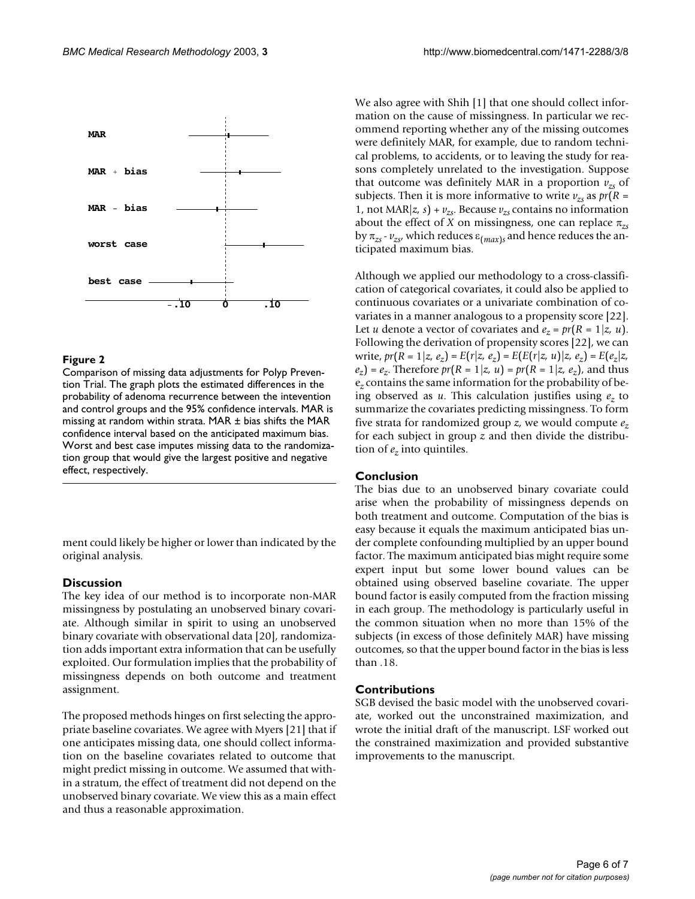**Figure 2**

Comparison of missing data adjustments for Polyp Prevention Trial. The graph plots the estimated differences in the probability of adenoma recurrence between the intevention and control groups and the 95% confidence intervals. MAR is missing at random within strata. MAR ± bias shifts the MAR confidence interval based on the anticipated maximum bias. Worst and best case imputes missing data to the randomization group that would give the largest positive and negative effect, respectively.

ment could likely be higher or lower than indicated by the original analysis.

## Discussion

The key idea of our method is to incorporate non-MAR missingness by postulating an unobserved binary covariate. Although similar in spirit to using an unobserved binary covariate with observational data [20], randomization adds important extra information that can be usefully exploited. Our formulation implies that the probability of missingness depends on both outcome and treatment assignment.

The proposed methods hinges on first selecting the appropriate baseline covariates. We agree with Myers [21] that if one anticipates missing data, one should collect information on the baseline covariates related to outcome that might predict missing in outcome. We assumed that within a stratum, the effect of treatment did not depend on the unobserved binary covariate. We view this as a main effect and thus a reasonable approximation.

We also agree with Shih [1] that one should collect information on the cause of missingness. In particular we recommend reporting whether any of the missing outcomes were definitely MAR, for example, due to random technical problems, to accidents, or to leaving the study for reasons completely unrelated to the investigation. Suppose that outcome was definitely MAR in a proportion $v_{zs}$ of subjects. Then it is more informative to write $v_{zs}$ as $pr(R = 1, \text{not MAR}|z, s) + v_{zs}$. Because $v_{zs}$ contains no information about the effect of $X$ on missingness, one can replace $\pi_{zs}$ by $\pi_{zs} - v_{zs}$, which reduces $\varepsilon_{(max)s}$ and hence reduces the anticipated maximum bias.

Although we applied our methodology to a cross-classification of categorical covariates, it could also be applied to continuous covariates or a univariate combination of covariates in a manner analogous to a propensity score [22]. Let $u$ denote a vector of covariates and $e_z = pr(R = 1|z, u)$. Following the derivation of propensity scores [22], we can write, $pr(R = 1|z, e_z) = E(r|z, e_z) = E(E(r|z, u)|z, e_z) = E(e_z|z, e_z) = e_z$. Therefore $pr(R = 1|z, u) = pr(R = 1|z, e_z)$, and thus $e_z$ contains the same information for the probability of being observed as $u$. This calculation justifies using $e_z$ to summarize the covariates predicting missingness. To form five strata for randomized group $z$, we would compute $e_z$ for each subject in group $z$ and then divide the distribution of $e_z$ into quintiles.

## Conclusion

The bias due to an unobserved binary covariate could arise when the probability of missingness depends on both treatment and outcome. Computation of the bias is easy because it equals the maximum anticipated bias under complete confounding multiplied by an upper bound factor. The maximum anticipated bias might require some expert input but some lower bound values can be obtained using observed baseline covariate. The upper bound factor is easily computed from the fraction missing in each group. The methodology is particularly useful in the common situation when no more than 15% of the subjects (in excess of those definitely MAR) have missing outcomes, so that the upper bound factor in the bias is less than .18.

## Contributions

SGB devised the basic model with the unobserved covariate, worked out the unconstrained maximization, and wrote the initial draft of the manuscript. LSF worked out the constrained maximization and provided substantive improvements to the manuscript.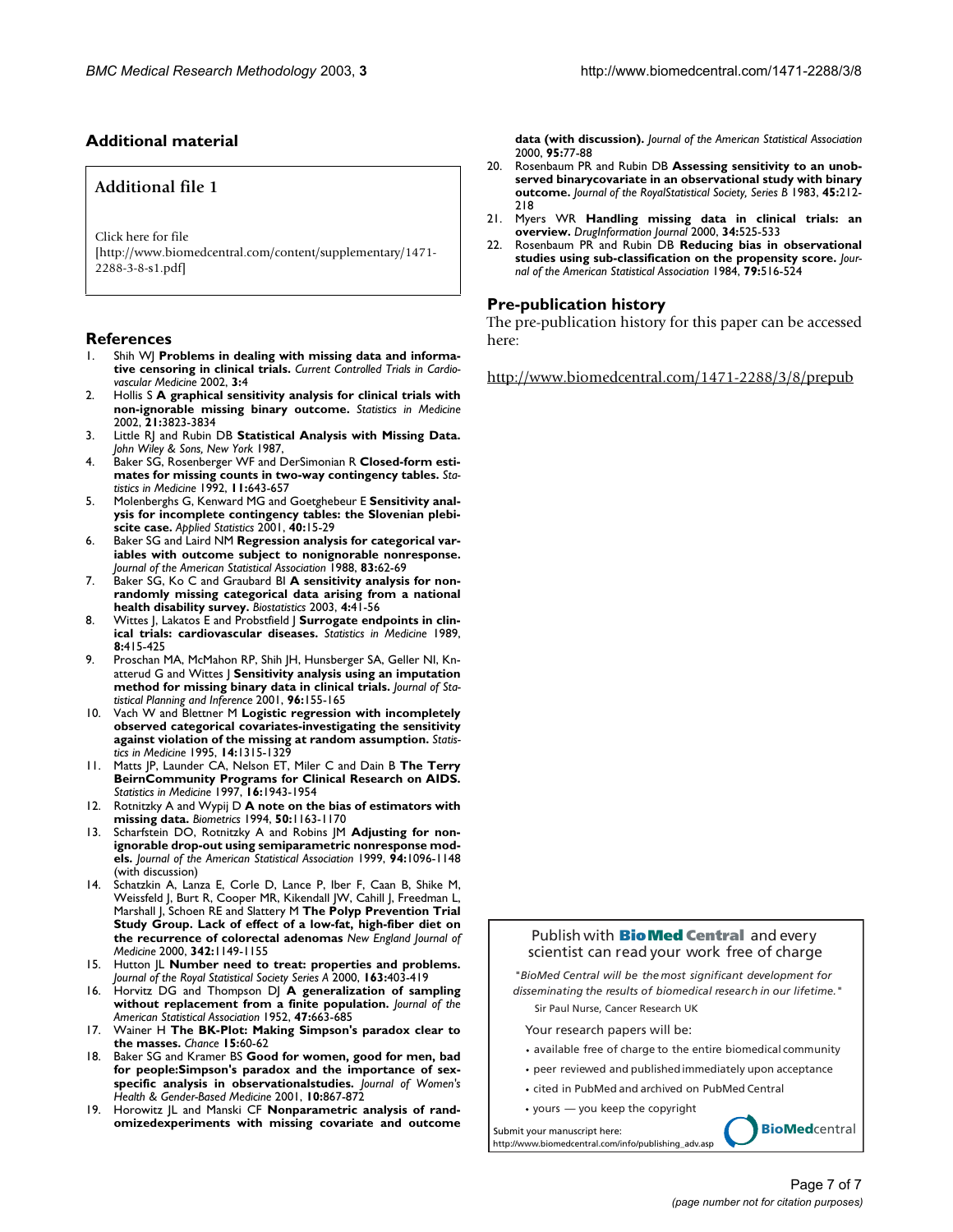## Additional material

### Additional file 1

Click here for file
[http://www.biomedcentral.com/content/supplementary/1471-2288-3-8-s1.pdf]

## References

1. Shih WJ **Problems in dealing with missing data and informative censoring in clinical trials.** *Current Controlled Trials in Cardiovascular Medicine* 2002, **3:**4
2. Hollis S **A graphical sensitivity analysis for clinical trials with non-ignorable missing binary outcome.** *Statistics in Medicine* 2002, **21:**3823-3834
3. Little RJ and Rubin DB **Statistical Analysis with Missing Data.** *John Wiley & Sons, New York* 1987,
4. Baker SG, Rosenberger WF and DerSimonian R **Closed-form estimates for missing counts in two-way contingency tables.** *Statistics in Medicine* 1992, **11:**643-657
5. Molenberghs G, Kenward MG and Goetghebeur E **Sensitivity analysis for incomplete contingency tables: the Slovenian plebiscite case.** *Applied Statistics* 2001, **40:**15-29
6. Baker SG and Laird NM **Regression analysis for categorical variables with outcome subject to nonignorable nonresponse.** *Journal of the American Statistical Association* 1988, **83:**62-69
7. Baker SG, Ko C and Graubard BI **A sensitivity analysis for nonrandomly missing categorical data arising from a national health disability survey.** *Biostatistics* 2003, **4:**41-56
8. Wittes J, Lakatos E and Probstfield J **Surrogate endpoints in clinical trials: cardiovascular diseases.** *Statistics in Medicine* 1989, **8:**415-425
9. Proschan MA, McMahon RP, Shih JH, Hunsberger SA, Geller NI, Knatterud G and Wittes J **Sensitivity analysis using an imputation method for missing binary data in clinical trials.** *Journal of Statistical Planning and Inference* 2001, **96:**155-165
10. Vach W and Blettner M **Logistic regression with incompletely observed categorical covariates-investigating the sensitivity against violation of the missing at random assumption.** *Statistics in Medicine* 1995, **14:**1315-1329
11. Matts JP, Launder CA, Nelson ET, Miler C and Dain B **The Terry BeirnCommunity Programs for Clinical Research on AIDS.** *Statistics in Medicine* 1997, **16:**1943-1954
12. Rotnitzky A and Wypij D **A note on the bias of estimators with missing data.** *Biometrics* 1994, **50:**1163-1170
13. Scharfstein DO, Rotnitzky A and Robins JM **Adjusting for nonignorable drop-out using semiparametric nonresponse models.** *Journal of the American Statistical Association* 1999, **94:**1096-1148 (with discussion)
14. Schatzkin A, Lanza E, Corle D, Lance P, Iber F, Caan B, Shike M, Weissfeld J, Burt R, Cooper MR, Kikendall JW, Cahill J, Freedman L, Marshall J, Schoen RE and Slattery M **The Polyp Prevention Trial Study Group. Lack of effect of a low-fat, high-fiber diet on the recurrence of colorectal adenomas** *New England Journal of Medicine* 2000, **342:**1149-1155
15. Hutton JL **Number need to treat: properties and problems.** *Journal of the Royal Statistical Society Series A* 2000, **163:**403-419
16. Horvitz DG and Thompson DJ **A generalization of sampling without replacement from a finite population.** *Journal of the American Statistical Association* 1952, **47:**663-685
17. Wainer H **The BK-Plot: Making Simpson's paradox clear to the masses.** *Chance* **15:**60-62
18. Baker SG and Kramer BS **Good for women, good for men, bad for people:Simpson's paradox and the importance of sex-specific analysis in observationalstudies.** *Journal of Women's Health & Gender-Based Medicine* 2001, **10:**867-872
19. Horowitz JL and Manski CF **Nonparametric analysis of randomizedexperiments with missing covariate and outcome data (with discussion).** *Journal of the American Statistical Association* 2000, **95:**77-88
20. Rosenbaum PR and Rubin DB **Assessing sensitivity to an unobserved binarycovariate in an observational study with binary outcome.** *Journal of the RoyalStatistical Society, Series B* 1983, **45:**212-218
21. Myers WR **Handling missing data in clinical trials: an overview.** *DrugInformation Journal* 2000, **34:**525-533
22. Rosenbaum PR and Rubin DB **Reducing bias in observational studies using sub-classification on the propensity score.** *Journal of the American Statistical Association* 1984, **79:**516-524

## Pre-publication history

The pre-publication history for this paper can be accessed here:

http://www.biomedcentral.com/1471-2288/3/8/prepub

Publish with **BioMed Central** and every scientist can read your work free of charge

*"BioMed Central will be the most significant development for disseminating the results of biomedical research in our lifetime."*
Sir Paul Nurse, Cancer Research UK

Your research papers will be:

- available free of charge to the entire biomedical community
- peer reviewed and published immediately upon acceptance
- cited in PubMed and archived on PubMed Central
- yours — you keep the copyright

Submit your manuscript here:
http://www.biomedcentral.com/info/publishing_adv.asp

BioMedcentral